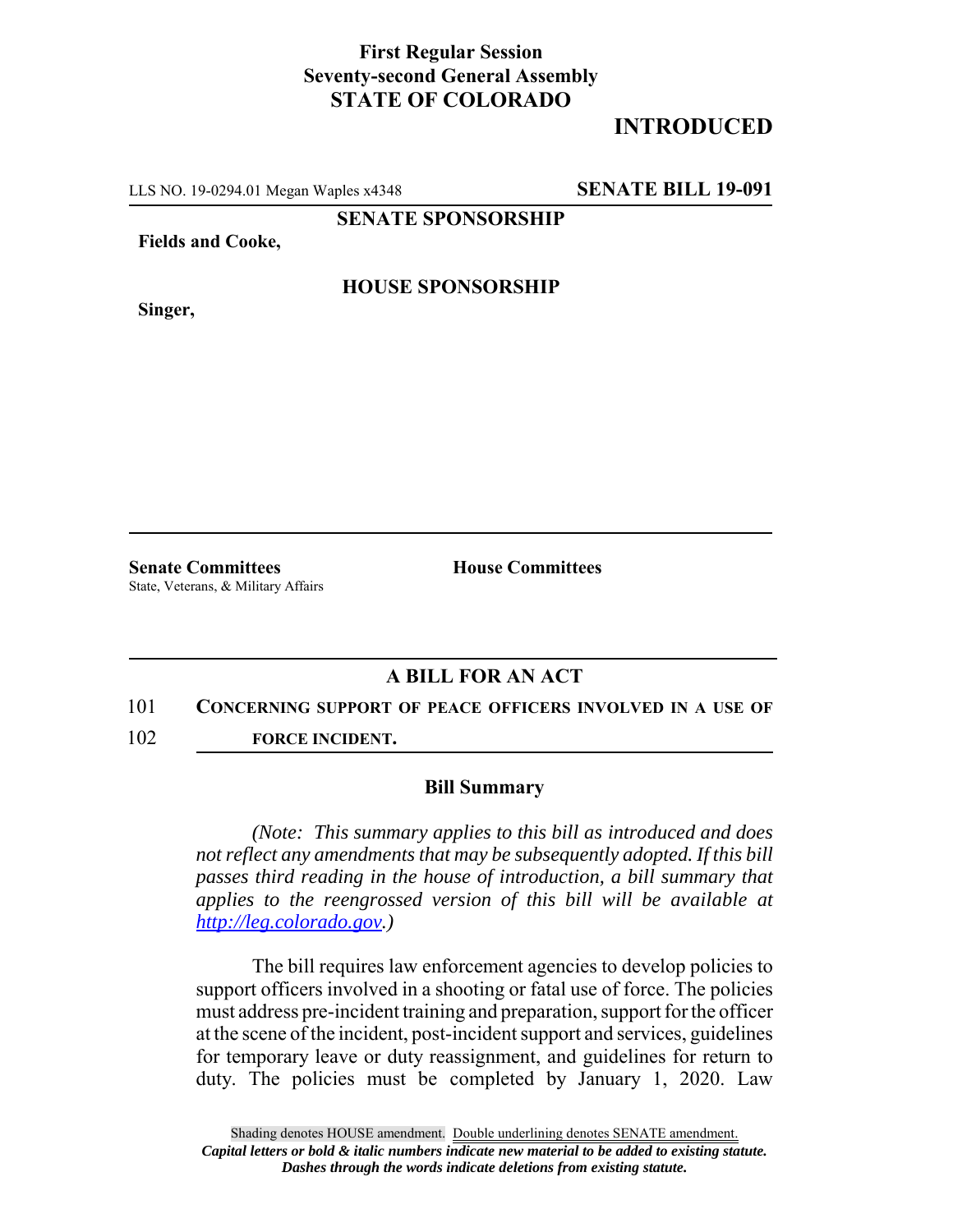**First Regular Session**
**Seventy-second General Assembly**
**STATE OF COLORADO**

# INTRODUCED

LLS NO. 19-0294.01 Megan Waples x4348 **SENATE BILL 19-091**

**SENATE SPONSORSHIP**

**Fields and Cooke,**

**HOUSE SPONSORSHIP**

**Singer,**

**Senate Committees**
State, Veterans, & Military Affairs

**House Committees**

## A BILL FOR AN ACT

101 **CONCERNING SUPPORT OF PEACE OFFICERS INVOLVED IN A USE OF**
102 **FORCE INCIDENT.**

### Bill Summary

*(Note: This summary applies to this bill as introduced and does not reflect any amendments that may be subsequently adopted. If this bill passes third reading in the house of introduction, a bill summary that applies to the reengrossed version of this bill will be available at http://leg.colorado.gov.)*

The bill requires law enforcement agencies to develop policies to support officers involved in a shooting or fatal use of force. The policies must address pre-incident training and preparation, support for the officer at the scene of the incident, post-incident support and services, guidelines for temporary leave or duty reassignment, and guidelines for return to duty. The policies must be completed by January 1, 2020. Law

Shading denotes HOUSE amendment. Double underlining denotes SENATE amendment.
*Capital letters or bold & italic numbers indicate new material to be added to existing statute.*
*Dashes through the words indicate deletions from existing statute.*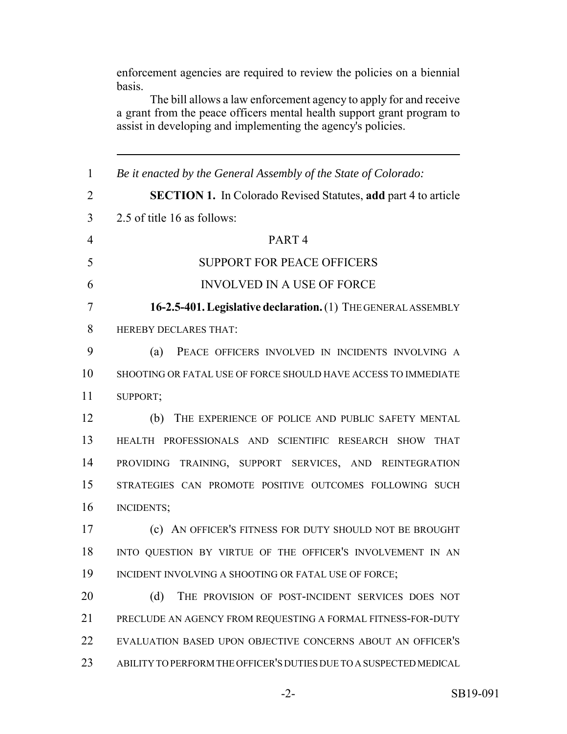enforcement agencies are required to review the policies on a biennial basis.

The bill allows a law enforcement agency to apply for and receive a grant from the peace officers mental health support grant program to assist in developing and implementing the agency's policies.

---

1 *Be it enacted by the General Assembly of the State of Colorado:*

2 **SECTION 1.** In Colorado Revised Statutes, **add** part 4 to article
3 2.5 of title 16 as follows:

4 PART 4

5 SUPPORT FOR PEACE OFFICERS

6 INVOLVED IN A USE OF FORCE

7 **16-2.5-401. Legislative declaration.** (1) THE GENERAL ASSEMBLY
8 HEREBY DECLARES THAT:

9 (a) PEACE OFFICERS INVOLVED IN INCIDENTS INVOLVING A
10 SHOOTING OR FATAL USE OF FORCE SHOULD HAVE ACCESS TO IMMEDIATE
11 SUPPORT;

12 (b) THE EXPERIENCE OF POLICE AND PUBLIC SAFETY MENTAL
13 HEALTH PROFESSIONALS AND SCIENTIFIC RESEARCH SHOW THAT
14 PROVIDING TRAINING, SUPPORT SERVICES, AND REINTEGRATION
15 STRATEGIES CAN PROMOTE POSITIVE OUTCOMES FOLLOWING SUCH
16 INCIDENTS;

17 (c) AN OFFICER'S FITNESS FOR DUTY SHOULD NOT BE BROUGHT
18 INTO QUESTION BY VIRTUE OF THE OFFICER'S INVOLVEMENT IN AN
19 INCIDENT INVOLVING A SHOOTING OR FATAL USE OF FORCE;

20 (d) THE PROVISION OF POST-INCIDENT SERVICES DOES NOT
21 PRECLUDE AN AGENCY FROM REQUESTING A FORMAL FITNESS-FOR-DUTY
22 EVALUATION BASED UPON OBJECTIVE CONCERNS ABOUT AN OFFICER'S
23 ABILITY TO PERFORM THE OFFICER'S DUTIES DUE TO A SUSPECTED MEDICAL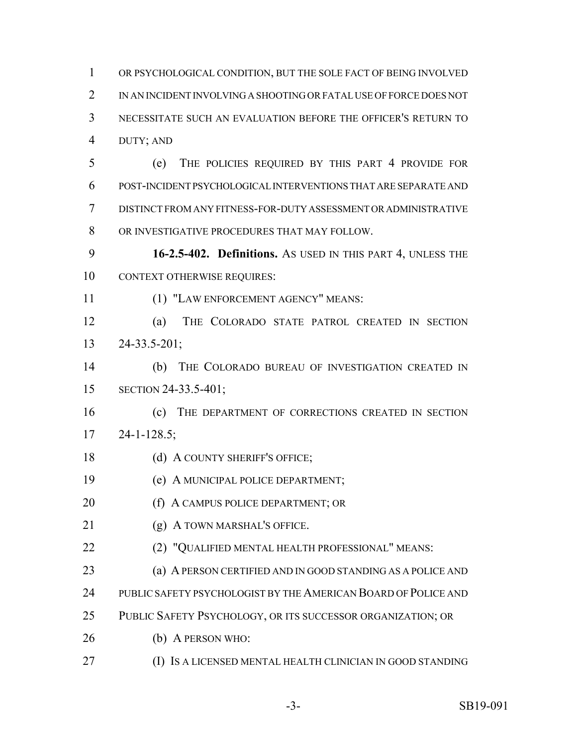OR PSYCHOLOGICAL CONDITION, BUT THE SOLE FACT OF BEING INVOLVED IN AN INCIDENT INVOLVING A SHOOTING OR FATAL USE OF FORCE DOES NOT NECESSITATE SUCH AN EVALUATION BEFORE THE OFFICER'S RETURN TO DUTY; AND

(e) THE POLICIES REQUIRED BY THIS PART 4 PROVIDE FOR POST-INCIDENT PSYCHOLOGICAL INTERVENTIONS THAT ARE SEPARATE AND DISTINCT FROM ANY FITNESS-FOR-DUTY ASSESSMENT OR ADMINISTRATIVE OR INVESTIGATIVE PROCEDURES THAT MAY FOLLOW.

**16-2.5-402. Definitions.** AS USED IN THIS PART 4, UNLESS THE CONTEXT OTHERWISE REQUIRES:

(1) "LAW ENFORCEMENT AGENCY" MEANS:

(a) THE COLORADO STATE PATROL CREATED IN SECTION 24-33.5-201;

(b) THE COLORADO BUREAU OF INVESTIGATION CREATED IN SECTION 24-33.5-401;

(c) THE DEPARTMENT OF CORRECTIONS CREATED IN SECTION 24-1-128.5;

(d) A COUNTY SHERIFF'S OFFICE;

(e) A MUNICIPAL POLICE DEPARTMENT;

(f) A CAMPUS POLICE DEPARTMENT; OR

(g) A TOWN MARSHAL'S OFFICE.

(2) "QUALIFIED MENTAL HEALTH PROFESSIONAL" MEANS:

(a) A PERSON CERTIFIED AND IN GOOD STANDING AS A POLICE AND PUBLIC SAFETY PSYCHOLOGIST BY THE AMERICAN BOARD OF POLICE AND PUBLIC SAFETY PSYCHOLOGY, OR ITS SUCCESSOR ORGANIZATION; OR

(b) A PERSON WHO:

(I) IS A LICENSED MENTAL HEALTH CLINICIAN IN GOOD STANDING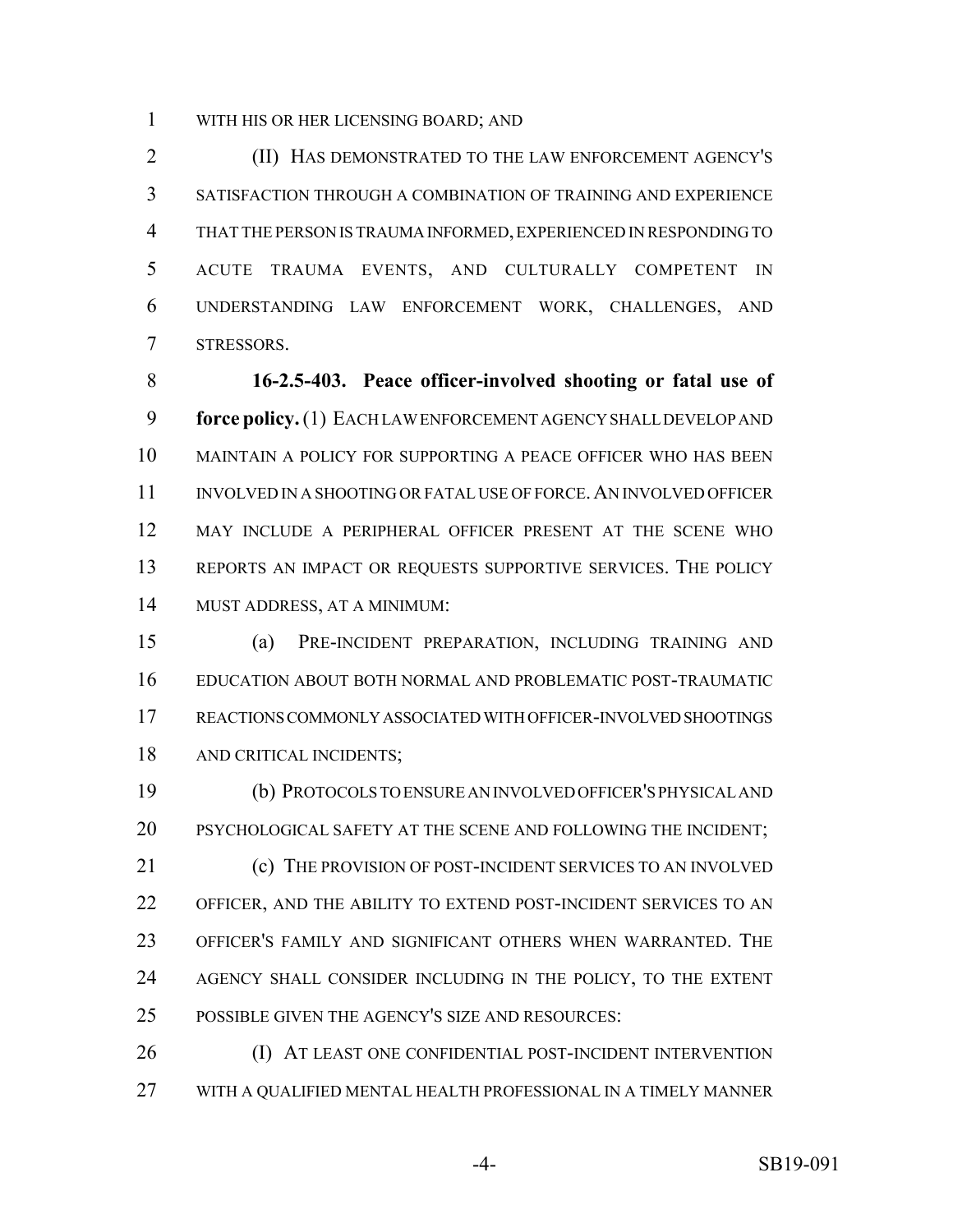WITH HIS OR HER LICENSING BOARD; AND

(II) HAS DEMONSTRATED TO THE LAW ENFORCEMENT AGENCY'S SATISFACTION THROUGH A COMBINATION OF TRAINING AND EXPERIENCE THAT THE PERSON IS TRAUMA INFORMED, EXPERIENCED IN RESPONDING TO ACUTE TRAUMA EVENTS, AND CULTURALLY COMPETENT IN UNDERSTANDING LAW ENFORCEMENT WORK, CHALLENGES, AND STRESSORS.

**16-2.5-403. Peace officer-involved shooting or fatal use of force policy.** (1) EACH LAW ENFORCEMENT AGENCY SHALL DEVELOP AND MAINTAIN A POLICY FOR SUPPORTING A PEACE OFFICER WHO HAS BEEN INVOLVED IN A SHOOTING OR FATAL USE OF FORCE. AN INVOLVED OFFICER MAY INCLUDE A PERIPHERAL OFFICER PRESENT AT THE SCENE WHO REPORTS AN IMPACT OR REQUESTS SUPPORTIVE SERVICES. THE POLICY MUST ADDRESS, AT A MINIMUM:

(a) PRE-INCIDENT PREPARATION, INCLUDING TRAINING AND EDUCATION ABOUT BOTH NORMAL AND PROBLEMATIC POST-TRAUMATIC REACTIONS COMMONLY ASSOCIATED WITH OFFICER-INVOLVED SHOOTINGS AND CRITICAL INCIDENTS;

(b) PROTOCOLS TO ENSURE AN INVOLVED OFFICER'S PHYSICAL AND PSYCHOLOGICAL SAFETY AT THE SCENE AND FOLLOWING THE INCIDENT;

(c) THE PROVISION OF POST-INCIDENT SERVICES TO AN INVOLVED OFFICER, AND THE ABILITY TO EXTEND POST-INCIDENT SERVICES TO AN OFFICER'S FAMILY AND SIGNIFICANT OTHERS WHEN WARRANTED. THE AGENCY SHALL CONSIDER INCLUDING IN THE POLICY, TO THE EXTENT POSSIBLE GIVEN THE AGENCY'S SIZE AND RESOURCES:

(I) AT LEAST ONE CONFIDENTIAL POST-INCIDENT INTERVENTION WITH A QUALIFIED MENTAL HEALTH PROFESSIONAL IN A TIMELY MANNER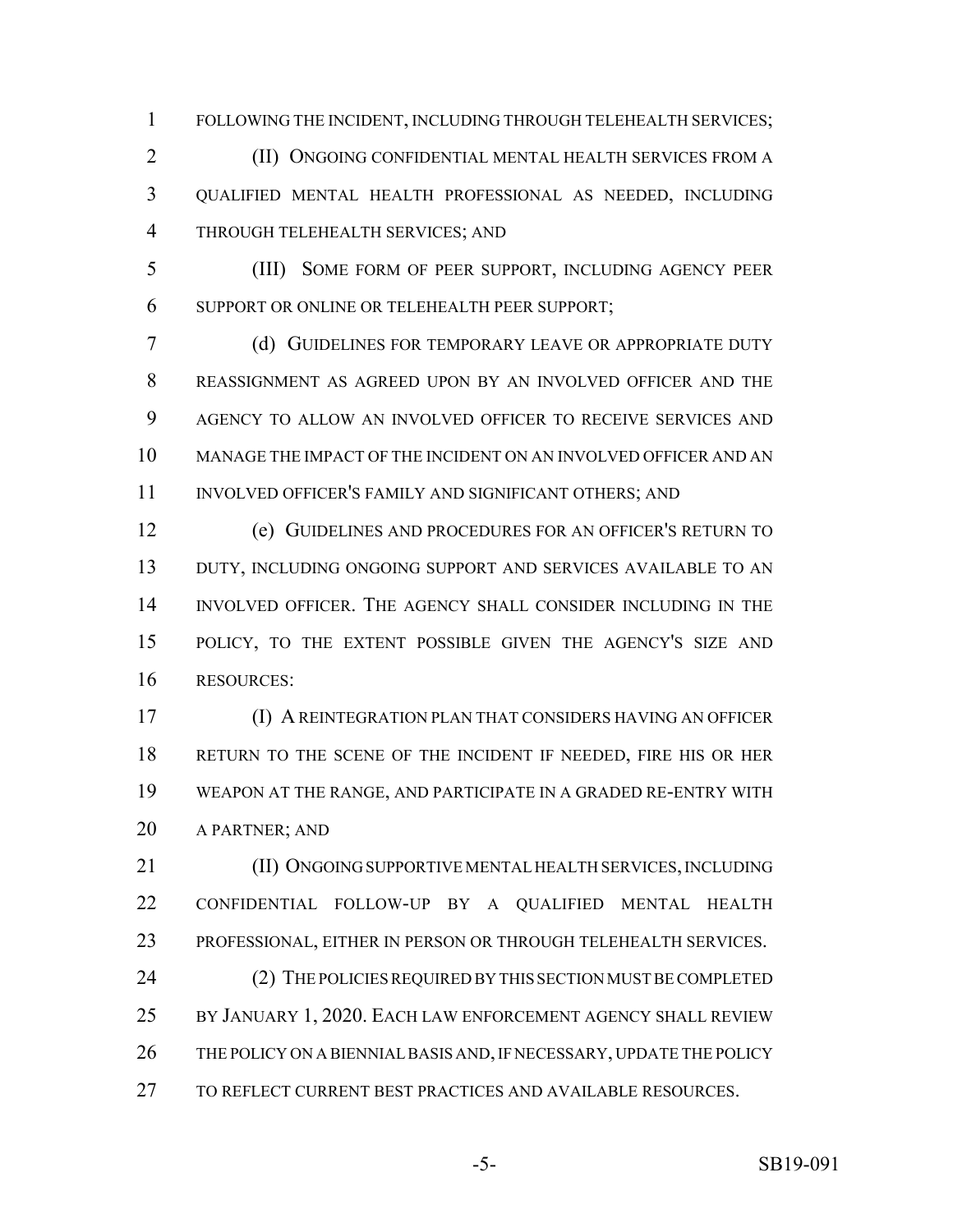FOLLOWING THE INCIDENT, INCLUDING THROUGH TELEHEALTH SERVICES;

(II) ONGOING CONFIDENTIAL MENTAL HEALTH SERVICES FROM A QUALIFIED MENTAL HEALTH PROFESSIONAL AS NEEDED, INCLUDING THROUGH TELEHEALTH SERVICES; AND

(III) SOME FORM OF PEER SUPPORT, INCLUDING AGENCY PEER SUPPORT OR ONLINE OR TELEHEALTH PEER SUPPORT;

(d) GUIDELINES FOR TEMPORARY LEAVE OR APPROPRIATE DUTY REASSIGNMENT AS AGREED UPON BY AN INVOLVED OFFICER AND THE AGENCY TO ALLOW AN INVOLVED OFFICER TO RECEIVE SERVICES AND MANAGE THE IMPACT OF THE INCIDENT ON AN INVOLVED OFFICER AND AN INVOLVED OFFICER'S FAMILY AND SIGNIFICANT OTHERS; AND

(e) GUIDELINES AND PROCEDURES FOR AN OFFICER'S RETURN TO DUTY, INCLUDING ONGOING SUPPORT AND SERVICES AVAILABLE TO AN INVOLVED OFFICER. THE AGENCY SHALL CONSIDER INCLUDING IN THE POLICY, TO THE EXTENT POSSIBLE GIVEN THE AGENCY'S SIZE AND RESOURCES:

(I) A REINTEGRATION PLAN THAT CONSIDERS HAVING AN OFFICER RETURN TO THE SCENE OF THE INCIDENT IF NEEDED, FIRE HIS OR HER WEAPON AT THE RANGE, AND PARTICIPATE IN A GRADED RE-ENTRY WITH A PARTNER; AND

(II) ONGOING SUPPORTIVE MENTAL HEALTH SERVICES, INCLUDING CONFIDENTIAL FOLLOW-UP BY A QUALIFIED MENTAL HEALTH PROFESSIONAL, EITHER IN PERSON OR THROUGH TELEHEALTH SERVICES.

(2) THE POLICIES REQUIRED BY THIS SECTION MUST BE COMPLETED BY JANUARY 1, 2020. EACH LAW ENFORCEMENT AGENCY SHALL REVIEW THE POLICY ON A BIENNIAL BASIS AND, IF NECESSARY, UPDATE THE POLICY TO REFLECT CURRENT BEST PRACTICES AND AVAILABLE RESOURCES.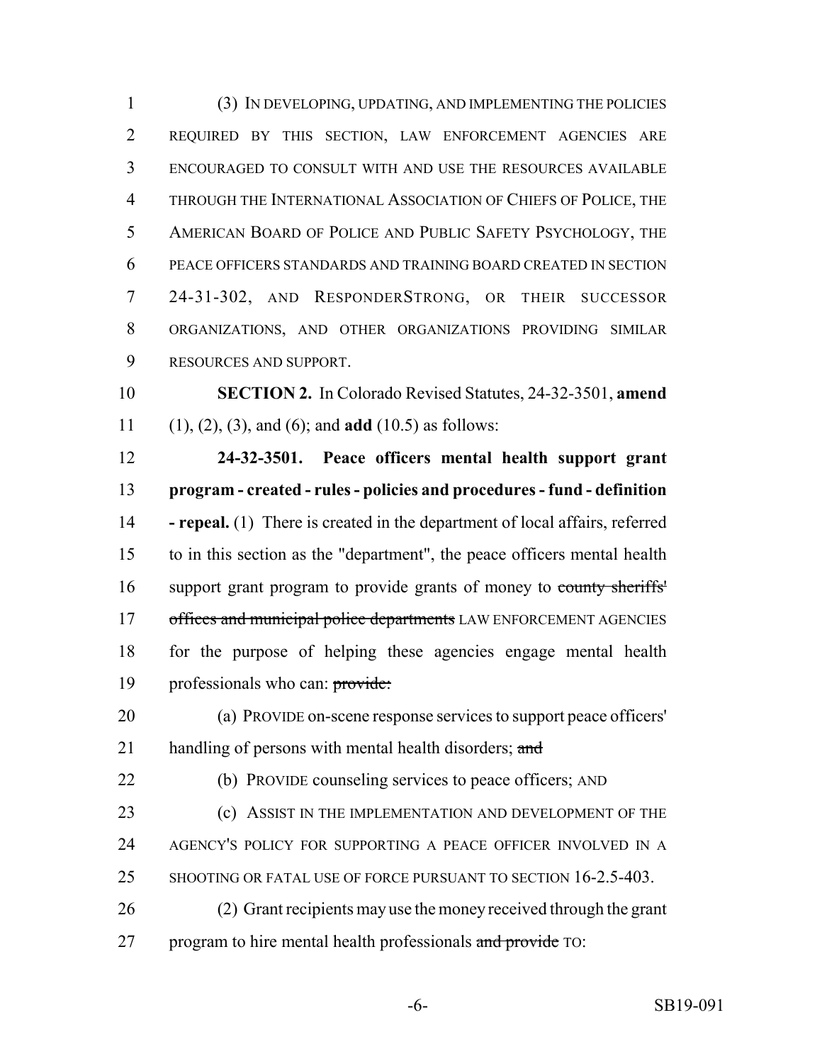(3) IN DEVELOPING, UPDATING, AND IMPLEMENTING THE POLICIES REQUIRED BY THIS SECTION, LAW ENFORCEMENT AGENCIES ARE ENCOURAGED TO CONSULT WITH AND USE THE RESOURCES AVAILABLE THROUGH THE INTERNATIONAL ASSOCIATION OF CHIEFS OF POLICE, THE AMERICAN BOARD OF POLICE AND PUBLIC SAFETY PSYCHOLOGY, THE PEACE OFFICERS STANDARDS AND TRAINING BOARD CREATED IN SECTION 24-31-302, AND RESPONDERSTRONG, OR THEIR SUCCESSOR ORGANIZATIONS, AND OTHER ORGANIZATIONS PROVIDING SIMILAR RESOURCES AND SUPPORT.

**SECTION 2.** In Colorado Revised Statutes, 24-32-3501, **amend** (1), (2), (3), and (6); and **add** (10.5) as follows:

**24-32-3501. Peace officers mental health support grant program - created - rules - policies and procedures - fund - definition - repeal.** (1) There is created in the department of local affairs, referred to in this section as the "department", the peace officers mental health support grant program to provide grants of money to ~~county sheriffs' offices and municipal police departments~~ LAW ENFORCEMENT AGENCIES for the purpose of helping these agencies engage mental health professionals who can: ~~provide:~~

(a) PROVIDE on-scene response services to support peace officers' handling of persons with mental health disorders; ~~and~~

(b) PROVIDE counseling services to peace officers; AND

(c) ASSIST IN THE IMPLEMENTATION AND DEVELOPMENT OF THE AGENCY'S POLICY FOR SUPPORTING A PEACE OFFICER INVOLVED IN A SHOOTING OR FATAL USE OF FORCE PURSUANT TO SECTION 16-2.5-403.

(2) Grant recipients may use the money received through the grant program to hire mental health professionals ~~and provide~~ TO: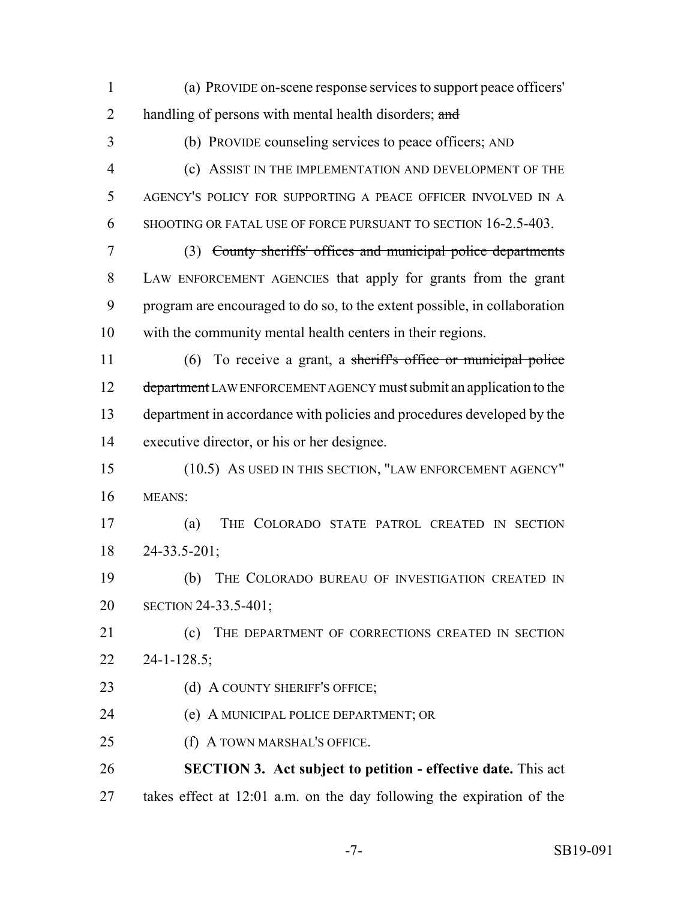(a) PROVIDE on-scene response services to support peace officers' handling of persons with mental health disorders; ~~and~~

(b) PROVIDE counseling services to peace officers; AND

(c) ASSIST IN THE IMPLEMENTATION AND DEVELOPMENT OF THE AGENCY'S POLICY FOR SUPPORTING A PEACE OFFICER INVOLVED IN A SHOOTING OR FATAL USE OF FORCE PURSUANT TO SECTION 16-2.5-403.

(3) ~~County sheriffs' offices and municipal police departments~~ LAW ENFORCEMENT AGENCIES that apply for grants from the grant program are encouraged to do so, to the extent possible, in collaboration with the community mental health centers in their regions.

(6) To receive a grant, a ~~sheriff's office or municipal police department~~ LAW ENFORCEMENT AGENCY must submit an application to the department in accordance with policies and procedures developed by the executive director, or his or her designee.

(10.5) AS USED IN THIS SECTION, "LAW ENFORCEMENT AGENCY" MEANS:

(a) THE COLORADO STATE PATROL CREATED IN SECTION 24-33.5-201;

(b) THE COLORADO BUREAU OF INVESTIGATION CREATED IN SECTION 24-33.5-401;

(c) THE DEPARTMENT OF CORRECTIONS CREATED IN SECTION 24-1-128.5;

(d) A COUNTY SHERIFF'S OFFICE;

(e) A MUNICIPAL POLICE DEPARTMENT; OR

(f) A TOWN MARSHAL'S OFFICE.

**SECTION 3. Act subject to petition - effective date.** This act takes effect at 12:01 a.m. on the day following the expiration of the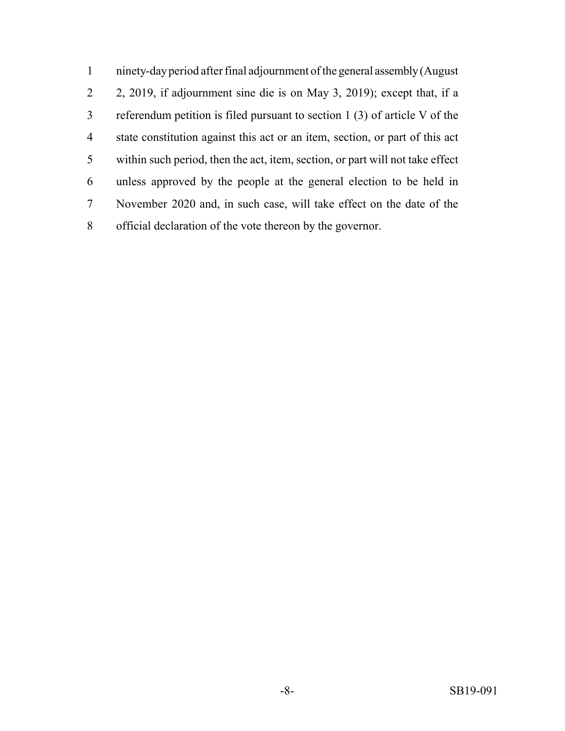ninety-day period after final adjournment of the general assembly (August 2, 2019, if adjournment sine die is on May 3, 2019); except that, if a referendum petition is filed pursuant to section 1 (3) of article V of the state constitution against this act or an item, section, or part of this act within such period, then the act, item, section, or part will not take effect unless approved by the people at the general election to be held in November 2020 and, in such case, will take effect on the date of the official declaration of the vote thereon by the governor.